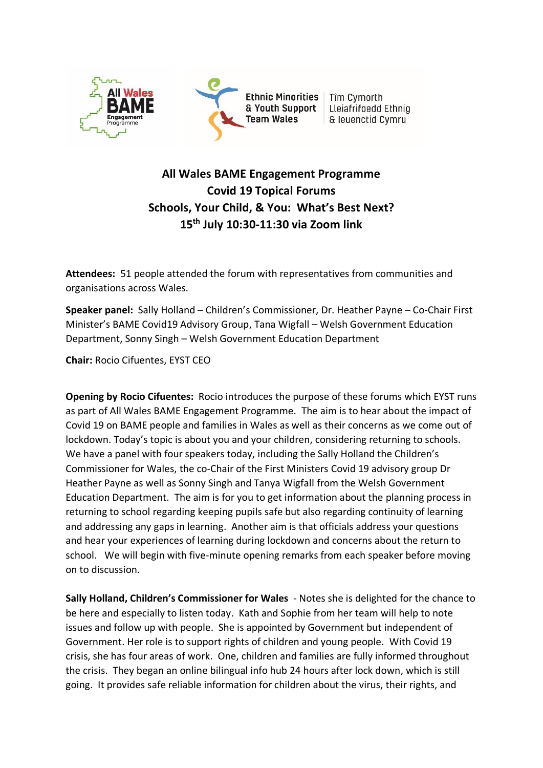All Wales BAME Engagement Programme

Ethnic Minorities & Youth Support Team Wales | Tîm Cymorth Lleiafrifoedd Ethnig & Ieuenctid Cymru

# All Wales BAME Engagement Programme
# Covid 19 Topical Forums
# Schools, Your Child, & You: What's Best Next?
# 15th July 10:30-11:30 via Zoom link

**Attendees:** 51 people attended the forum with representatives from communities and organisations across Wales.

**Speaker panel:** Sally Holland – Children's Commissioner, Dr. Heather Payne – Co-Chair First Minister's BAME Covid19 Advisory Group, Tana Wigfall – Welsh Government Education Department, Sonny Singh – Welsh Government Education Department

**Chair:** Rocio Cifuentes, EYST CEO

**Opening by Rocio Cifuentes:** Rocio introduces the purpose of these forums which EYST runs as part of All Wales BAME Engagement Programme. The aim is to hear about the impact of Covid 19 on BAME people and families in Wales as well as their concerns as we come out of lockdown. Today's topic is about you and your children, considering returning to schools. We have a panel with four speakers today, including the Sally Holland the Children's Commissioner for Wales, the co-Chair of the First Ministers Covid 19 advisory group Dr Heather Payne as well as Sonny Singh and Tanya Wigfall from the Welsh Government Education Department. The aim is for you to get information about the planning process in returning to school regarding keeping pupils safe but also regarding continuity of learning and addressing any gaps in learning. Another aim is that officials address your questions and hear your experiences of learning during lockdown and concerns about the return to school. We will begin with five-minute opening remarks from each speaker before moving on to discussion.

**Sally Holland, Children's Commissioner for Wales** - Notes she is delighted for the chance to be here and especially to listen today. Kath and Sophie from her team will help to note issues and follow up with people. She is appointed by Government but independent of Government. Her role is to support rights of children and young people. With Covid 19 crisis, she has four areas of work. One, children and families are fully informed throughout the crisis. They began an online bilingual info hub 24 hours after lock down, which is still going. It provides safe reliable information for children about the virus, their rights, and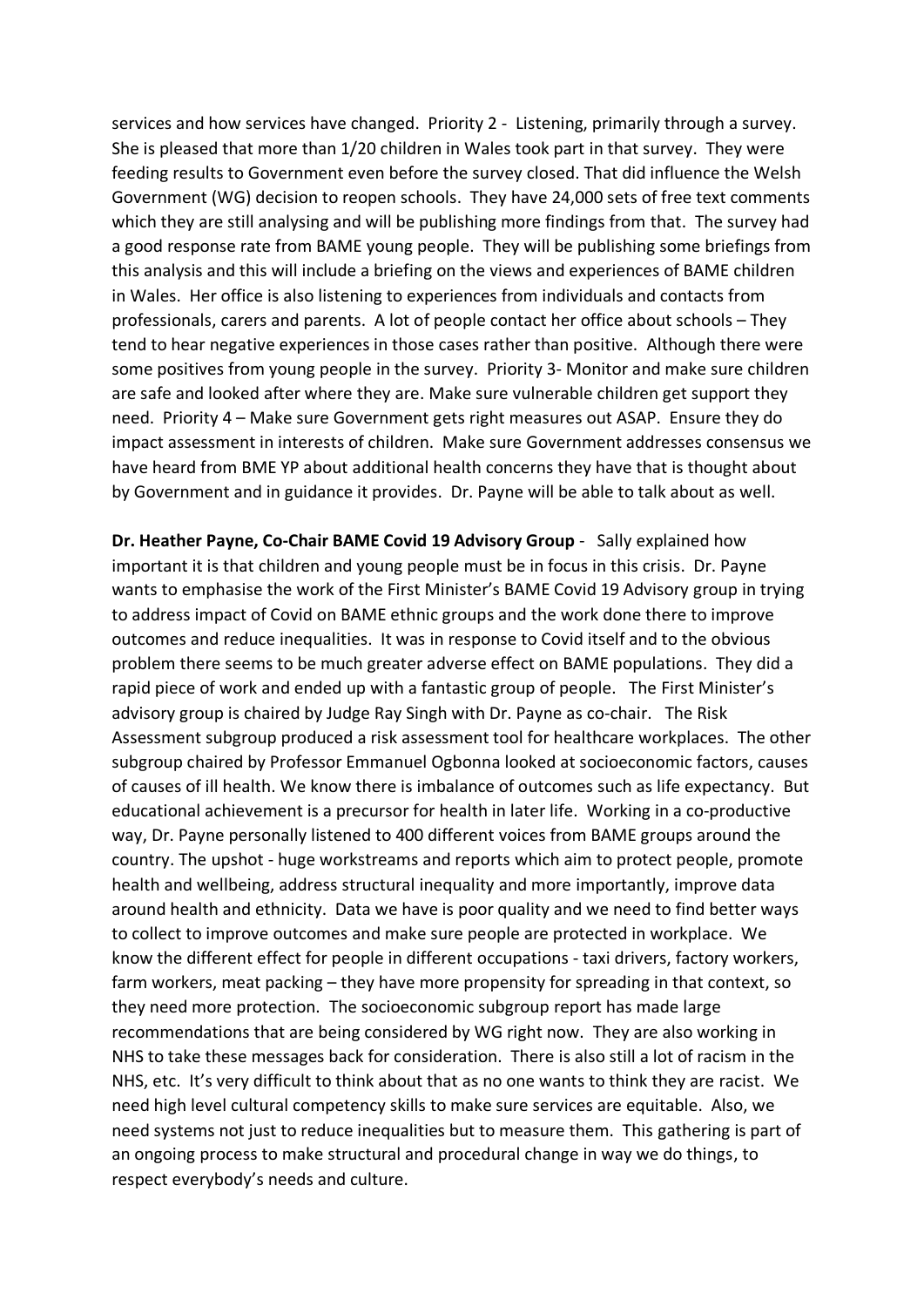services and how services have changed. Priority 2 - Listening, primarily through a survey. She is pleased that more than 1/20 children in Wales took part in that survey. They were feeding results to Government even before the survey closed. That did influence the Welsh Government (WG) decision to reopen schools. They have 24,000 sets of free text comments which they are still analysing and will be publishing more findings from that. The survey had a good response rate from BAME young people. They will be publishing some briefings from this analysis and this will include a briefing on the views and experiences of BAME children in Wales. Her office is also listening to experiences from individuals and contacts from professionals, carers and parents. A lot of people contact her office about schools – They tend to hear negative experiences in those cases rather than positive. Although there were some positives from young people in the survey. Priority 3- Monitor and make sure children are safe and looked after where they are. Make sure vulnerable children get support they need. Priority 4 – Make sure Government gets right measures out ASAP. Ensure they do impact assessment in interests of children. Make sure Government addresses consensus we have heard from BME YP about additional health concerns they have that is thought about by Government and in guidance it provides. Dr. Payne will be able to talk about as well.

**Dr. Heather Payne, Co-Chair BAME Covid 19 Advisory Group** - Sally explained how important it is that children and young people must be in focus in this crisis. Dr. Payne wants to emphasise the work of the First Minister's BAME Covid 19 Advisory group in trying to address impact of Covid on BAME ethnic groups and the work done there to improve outcomes and reduce inequalities. It was in response to Covid itself and to the obvious problem there seems to be much greater adverse effect on BAME populations. They did a rapid piece of work and ended up with a fantastic group of people. The First Minister's advisory group is chaired by Judge Ray Singh with Dr. Payne as co-chair. The Risk Assessment subgroup produced a risk assessment tool for healthcare workplaces. The other subgroup chaired by Professor Emmanuel Ogbonna looked at socioeconomic factors, causes of causes of ill health. We know there is imbalance of outcomes such as life expectancy. But educational achievement is a precursor for health in later life. Working in a co-productive way, Dr. Payne personally listened to 400 different voices from BAME groups around the country. The upshot - huge workstreams and reports which aim to protect people, promote health and wellbeing, address structural inequality and more importantly, improve data around health and ethnicity. Data we have is poor quality and we need to find better ways to collect to improve outcomes and make sure people are protected in workplace. We know the different effect for people in different occupations - taxi drivers, factory workers, farm workers, meat packing – they have more propensity for spreading in that context, so they need more protection. The socioeconomic subgroup report has made large recommendations that are being considered by WG right now. They are also working in NHS to take these messages back for consideration. There is also still a lot of racism in the NHS, etc. It's very difficult to think about that as no one wants to think they are racist. We need high level cultural competency skills to make sure services are equitable. Also, we need systems not just to reduce inequalities but to measure them. This gathering is part of an ongoing process to make structural and procedural change in way we do things, to respect everybody's needs and culture.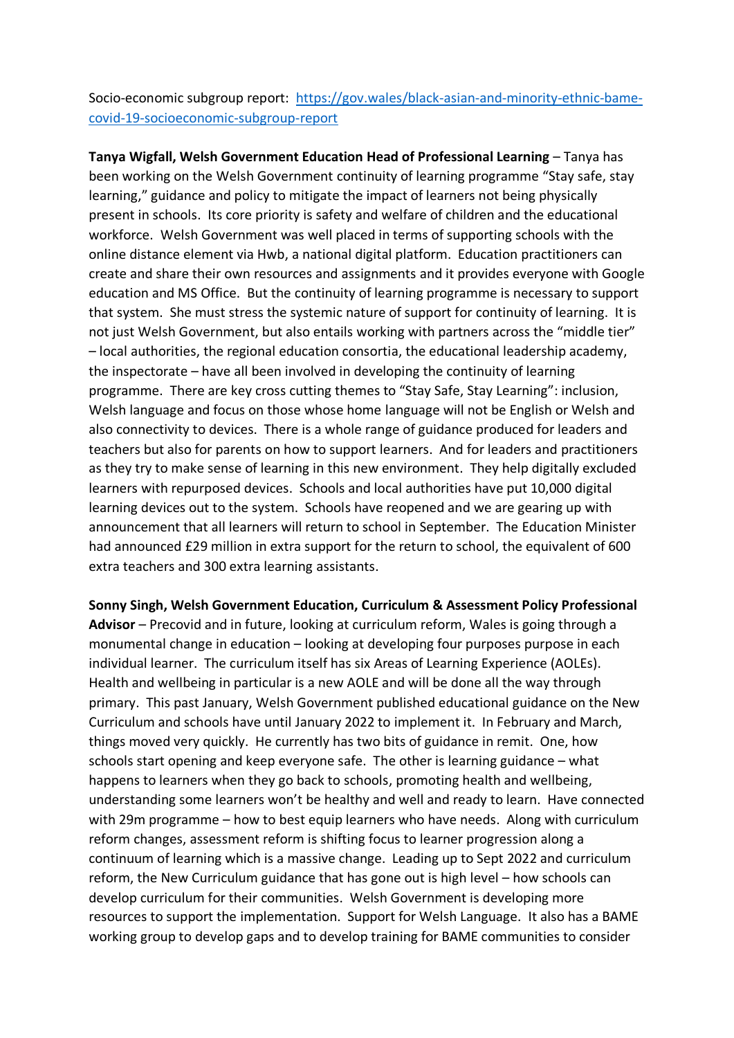Socio-economic subgroup report: [https://gov.wales/black-asian-and-minority-ethnic-bame-covid-19-socioeconomic-subgroup-report](https://gov.wales/black-asian-and-minority-ethnic-bame-covid-19-socioeconomic-subgroup-report)

**Tanya Wigfall, Welsh Government Education Head of Professional Learning** – Tanya has been working on the Welsh Government continuity of learning programme "Stay safe, stay learning," guidance and policy to mitigate the impact of learners not being physically present in schools. Its core priority is safety and welfare of children and the educational workforce. Welsh Government was well placed in terms of supporting schools with the online distance element via Hwb, a national digital platform. Education practitioners can create and share their own resources and assignments and it provides everyone with Google education and MS Office. But the continuity of learning programme is necessary to support that system. She must stress the systemic nature of support for continuity of learning. It is not just Welsh Government, but also entails working with partners across the "middle tier" – local authorities, the regional education consortia, the educational leadership academy, the inspectorate – have all been involved in developing the continuity of learning programme. There are key cross cutting themes to "Stay Safe, Stay Learning": inclusion, Welsh language and focus on those whose home language will not be English or Welsh and also connectivity to devices. There is a whole range of guidance produced for leaders and teachers but also for parents on how to support learners. And for leaders and practitioners as they try to make sense of learning in this new environment. They help digitally excluded learners with repurposed devices. Schools and local authorities have put 10,000 digital learning devices out to the system. Schools have reopened and we are gearing up with announcement that all learners will return to school in September. The Education Minister had announced £29 million in extra support for the return to school, the equivalent of 600 extra teachers and 300 extra learning assistants.

**Sonny Singh, Welsh Government Education, Curriculum & Assessment Policy Professional Advisor** – Precovid and in future, looking at curriculum reform, Wales is going through a monumental change in education – looking at developing four purposes purpose in each individual learner. The curriculum itself has six Areas of Learning Experience (AOLEs). Health and wellbeing in particular is a new AOLE and will be done all the way through primary. This past January, Welsh Government published educational guidance on the New Curriculum and schools have until January 2022 to implement it. In February and March, things moved very quickly. He currently has two bits of guidance in remit. One, how schools start opening and keep everyone safe. The other is learning guidance – what happens to learners when they go back to schools, promoting health and wellbeing, understanding some learners won't be healthy and well and ready to learn. Have connected with 29m programme – how to best equip learners who have needs. Along with curriculum reform changes, assessment reform is shifting focus to learner progression along a continuum of learning which is a massive change. Leading up to Sept 2022 and curriculum reform, the New Curriculum guidance that has gone out is high level – how schools can develop curriculum for their communities. Welsh Government is developing more resources to support the implementation. Support for Welsh Language. It also has a BAME working group to develop gaps and to develop training for BAME communities to consider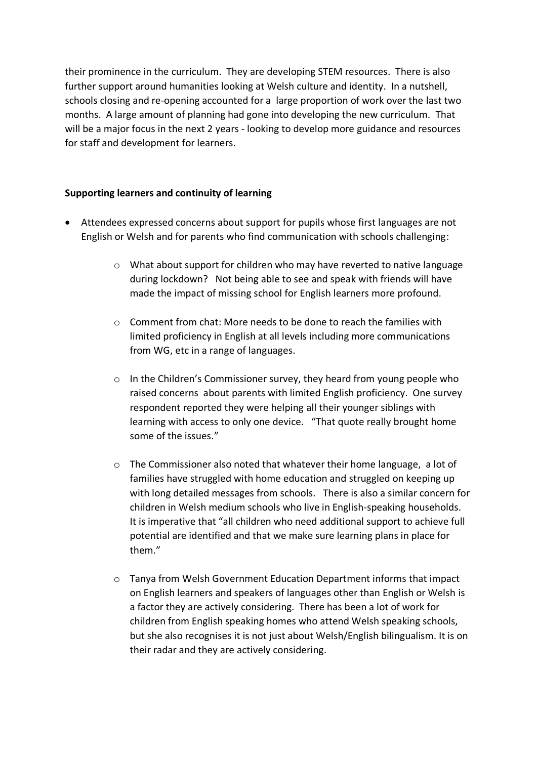their prominence in the curriculum. They are developing STEM resources. There is also further support around humanities looking at Welsh culture and identity. In a nutshell, schools closing and re-opening accounted for a large proportion of work over the last two months. A large amount of planning had gone into developing the new curriculum. That will be a major focus in the next 2 years - looking to develop more guidance and resources for staff and development for learners.

**Supporting learners and continuity of learning**

- Attendees expressed concerns about support for pupils whose first languages are not English or Welsh and for parents who find communication with schools challenging:
  - What about support for children who may have reverted to native language during lockdown? Not being able to see and speak with friends will have made the impact of missing school for English learners more profound.
  - Comment from chat: More needs to be done to reach the families with limited proficiency in English at all levels including more communications from WG, etc in a range of languages.
  - In the Children's Commissioner survey, they heard from young people who raised concerns about parents with limited English proficiency. One survey respondent reported they were helping all their younger siblings with learning with access to only one device. "That quote really brought home some of the issues."
  - The Commissioner also noted that whatever their home language, a lot of families have struggled with home education and struggled on keeping up with long detailed messages from schools. There is also a similar concern for children in Welsh medium schools who live in English-speaking households. It is imperative that "all children who need additional support to achieve full potential are identified and that we make sure learning plans in place for them."
  - Tanya from Welsh Government Education Department informs that impact on English learners and speakers of languages other than English or Welsh is a factor they are actively considering. There has been a lot of work for children from English speaking homes who attend Welsh speaking schools, but she also recognises it is not just about Welsh/English bilingualism. It is on their radar and they are actively considering.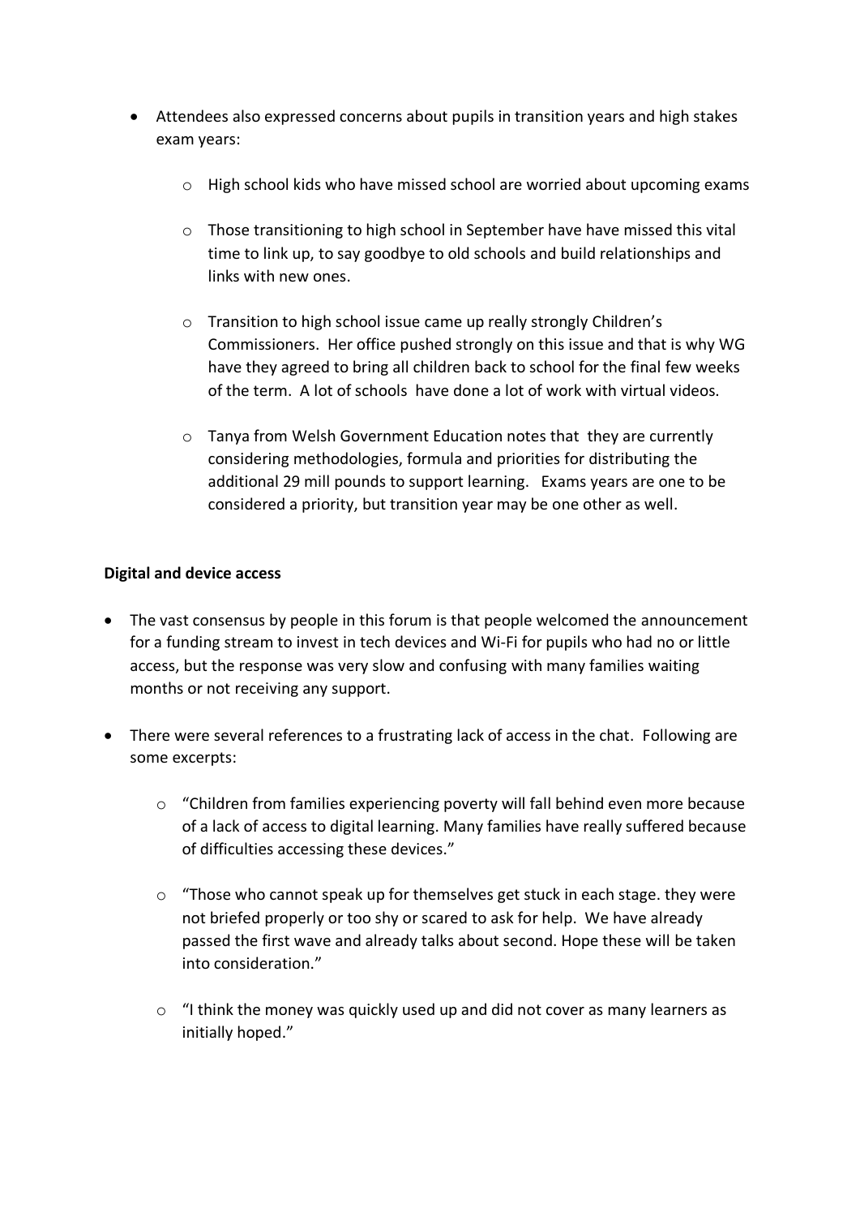- Attendees also expressed concerns about pupils in transition years and high stakes exam years:
    - High school kids who have missed school are worried about upcoming exams
    - Those transitioning to high school in September have have missed this vital time to link up, to say goodbye to old schools and build relationships and links with new ones.
    - Transition to high school issue came up really strongly Children's Commissioners. Her office pushed strongly on this issue and that is why WG have they agreed to bring all children back to school for the final few weeks of the term. A lot of schools have done a lot of work with virtual videos.
    - Tanya from Welsh Government Education notes that they are currently considering methodologies, formula and priorities for distributing the additional 29 mill pounds to support learning. Exams years are one to be considered a priority, but transition year may be one other as well.

**Digital and device access**

- The vast consensus by people in this forum is that people welcomed the announcement for a funding stream to invest in tech devices and Wi-Fi for pupils who had no or little access, but the response was very slow and confusing with many families waiting months or not receiving any support.
- There were several references to a frustrating lack of access in the chat. Following are some excerpts:
    - "Children from families experiencing poverty will fall behind even more because of a lack of access to digital learning. Many families have really suffered because of difficulties accessing these devices."
    - "Those who cannot speak up for themselves get stuck in each stage. they were not briefed properly or too shy or scared to ask for help. We have already passed the first wave and already talks about second. Hope these will be taken into consideration."
    - "I think the money was quickly used up and did not cover as many learners as initially hoped."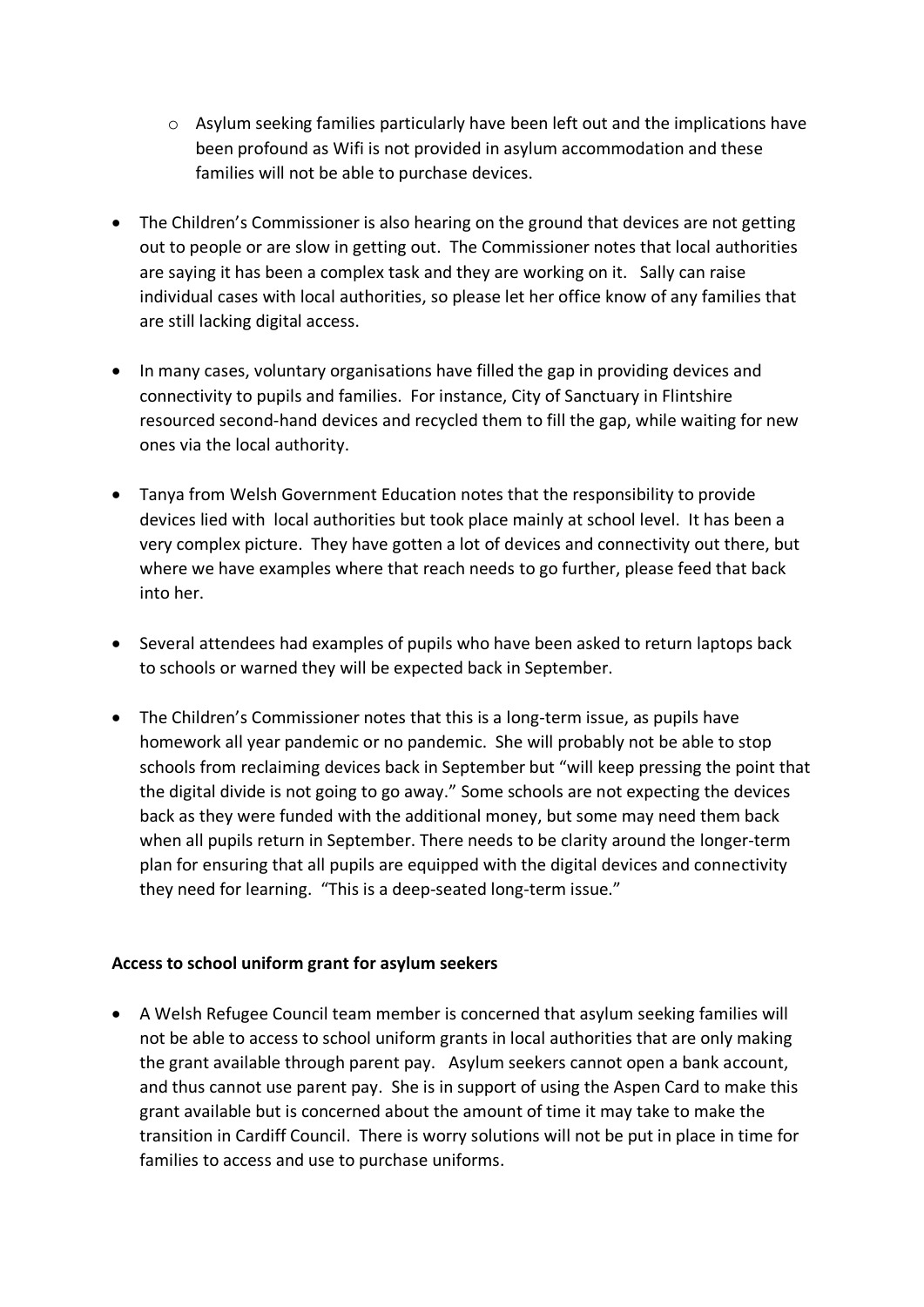- Asylum seeking families particularly have been left out and the implications have been profound as Wifi is not provided in asylum accommodation and these families will not be able to purchase devices.

- The Children's Commissioner is also hearing on the ground that devices are not getting out to people or are slow in getting out. The Commissioner notes that local authorities are saying it has been a complex task and they are working on it. Sally can raise individual cases with local authorities, so please let her office know of any families that are still lacking digital access.

- In many cases, voluntary organisations have filled the gap in providing devices and connectivity to pupils and families. For instance, City of Sanctuary in Flintshire resourced second-hand devices and recycled them to fill the gap, while waiting for new ones via the local authority.

- Tanya from Welsh Government Education notes that the responsibility to provide devices lied with local authorities but took place mainly at school level. It has been a very complex picture. They have gotten a lot of devices and connectivity out there, but where we have examples where that reach needs to go further, please feed that back into her.

- Several attendees had examples of pupils who have been asked to return laptops back to schools or warned they will be expected back in September.

- The Children's Commissioner notes that this is a long-term issue, as pupils have homework all year pandemic or no pandemic. She will probably not be able to stop schools from reclaiming devices back in September but "will keep pressing the point that the digital divide is not going to go away." Some schools are not expecting the devices back as they were funded with the additional money, but some may need them back when all pupils return in September. There needs to be clarity around the longer-term plan for ensuring that all pupils are equipped with the digital devices and connectivity they need for learning. "This is a deep-seated long-term issue."

**Access to school uniform grant for asylum seekers**

- A Welsh Refugee Council team member is concerned that asylum seeking families will not be able to access to school uniform grants in local authorities that are only making the grant available through parent pay. Asylum seekers cannot open a bank account, and thus cannot use parent pay. She is in support of using the Aspen Card to make this grant available but is concerned about the amount of time it may take to make the transition in Cardiff Council. There is worry solutions will not be put in place in time for families to access and use to purchase uniforms.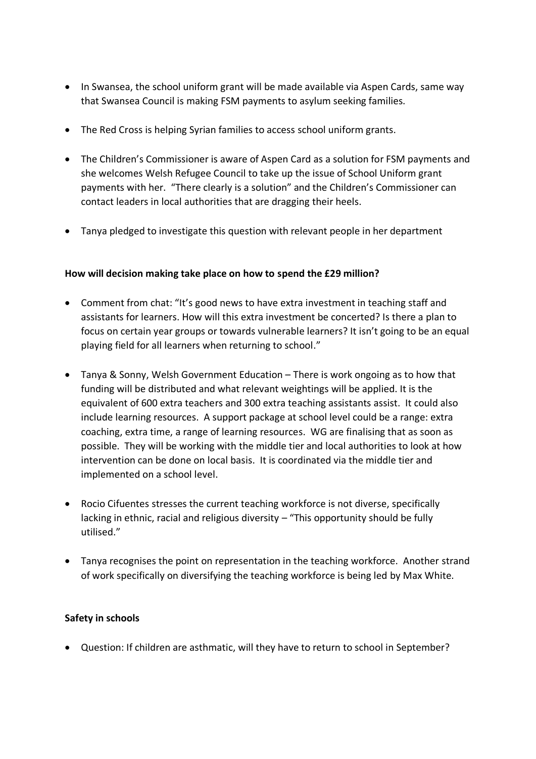- In Swansea, the school uniform grant will be made available via Aspen Cards, same way that Swansea Council is making FSM payments to asylum seeking families.

- The Red Cross is helping Syrian families to access school uniform grants.

- The Children's Commissioner is aware of Aspen Card as a solution for FSM payments and she welcomes Welsh Refugee Council to take up the issue of School Uniform grant payments with her. "There clearly is a solution" and the Children's Commissioner can contact leaders in local authorities that are dragging their heels.

- Tanya pledged to investigate this question with relevant people in her department

**How will decision making take place on how to spend the £29 million?**

- Comment from chat: "It's good news to have extra investment in teaching staff and assistants for learners. How will this extra investment be concerted? Is there a plan to focus on certain year groups or towards vulnerable learners? It isn't going to be an equal playing field for all learners when returning to school."

- Tanya & Sonny, Welsh Government Education – There is work ongoing as to how that funding will be distributed and what relevant weightings will be applied. It is the equivalent of 600 extra teachers and 300 extra teaching assistants assist. It could also include learning resources. A support package at school level could be a range: extra coaching, extra time, a range of learning resources. WG are finalising that as soon as possible. They will be working with the middle tier and local authorities to look at how intervention can be done on local basis. It is coordinated via the middle tier and implemented on a school level.

- Rocio Cifuentes stresses the current teaching workforce is not diverse, specifically lacking in ethnic, racial and religious diversity – "This opportunity should be fully utilised."

- Tanya recognises the point on representation in the teaching workforce. Another strand of work specifically on diversifying the teaching workforce is being led by Max White.

**Safety in schools**

- Question: If children are asthmatic, will they have to return to school in September?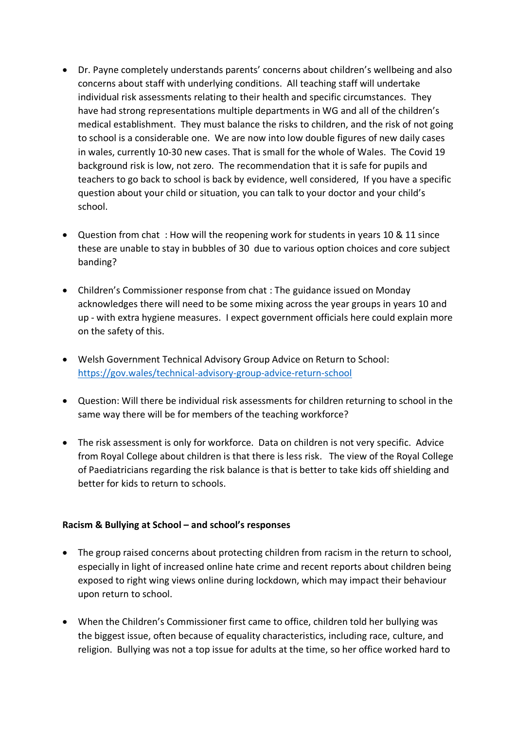- Dr. Payne completely understands parents' concerns about children's wellbeing and also concerns about staff with underlying conditions. All teaching staff will undertake individual risk assessments relating to their health and specific circumstances. They have had strong representations multiple departments in WG and all of the children's medical establishment. They must balance the risks to children, and the risk of not going to school is a considerable one. We are now into low double figures of new daily cases in wales, currently 10-30 new cases. That is small for the whole of Wales. The Covid 19 background risk is low, not zero. The recommendation that it is safe for pupils and teachers to go back to school is back by evidence, well considered, If you have a specific question about your child or situation, you can talk to your doctor and your child's school.

- Question from chat : How will the reopening work for students in years 10 & 11 since these are unable to stay in bubbles of 30 due to various option choices and core subject banding?

- Children's Commissioner response from chat : The guidance issued on Monday acknowledges there will need to be some mixing across the year groups in years 10 and up - with extra hygiene measures. I expect government officials here could explain more on the safety of this.

- Welsh Government Technical Advisory Group Advice on Return to School: https://gov.wales/technical-advisory-group-advice-return-school

- Question: Will there be individual risk assessments for children returning to school in the same way there will be for members of the teaching workforce?

- The risk assessment is only for workforce. Data on children is not very specific. Advice from Royal College about children is that there is less risk. The view of the Royal College of Paediatricians regarding the risk balance is that is better to take kids off shielding and better for kids to return to schools.

**Racism & Bullying at School – and school's responses**

- The group raised concerns about protecting children from racism in the return to school, especially in light of increased online hate crime and recent reports about children being exposed to right wing views online during lockdown, which may impact their behaviour upon return to school.

- When the Children's Commissioner first came to office, children told her bullying was the biggest issue, often because of equality characteristics, including race, culture, and religion. Bullying was not a top issue for adults at the time, so her office worked hard to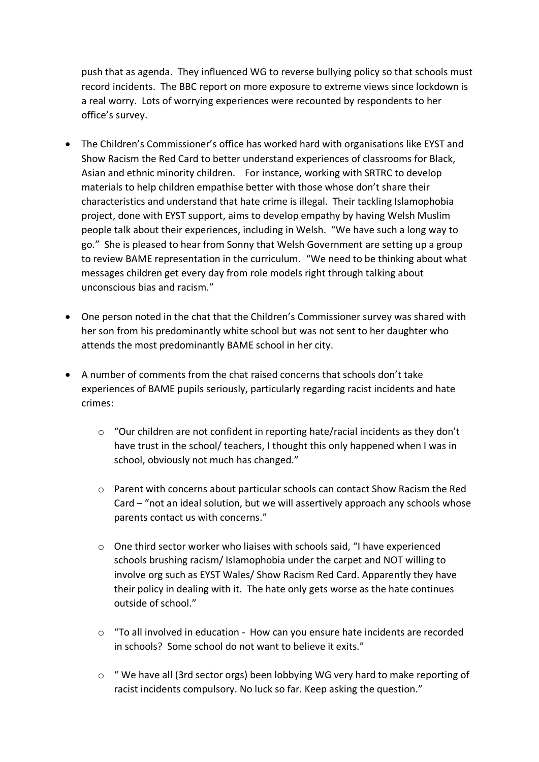push that as agenda. They influenced WG to reverse bullying policy so that schools must record incidents. The BBC report on more exposure to extreme views since lockdown is a real worry. Lots of worrying experiences were recounted by respondents to her office's survey.

- The Children's Commissioner's office has worked hard with organisations like EYST and Show Racism the Red Card to better understand experiences of classrooms for Black, Asian and ethnic minority children. For instance, working with SRTRC to develop materials to help children empathise better with those whose don't share their characteristics and understand that hate crime is illegal. Their tackling Islamophobia project, done with EYST support, aims to develop empathy by having Welsh Muslim people talk about their experiences, including in Welsh. "We have such a long way to go." She is pleased to hear from Sonny that Welsh Government are setting up a group to review BAME representation in the curriculum. "We need to be thinking about what messages children get every day from role models right through talking about unconscious bias and racism."

- One person noted in the chat that the Children's Commissioner survey was shared with her son from his predominantly white school but was not sent to her daughter who attends the most predominantly BAME school in her city.

- A number of comments from the chat raised concerns that schools don't take experiences of BAME pupils seriously, particularly regarding racist incidents and hate crimes:
    - "Our children are not confident in reporting hate/racial incidents as they don't have trust in the school/ teachers, I thought this only happened when I was in school, obviously not much has changed."
    - Parent with concerns about particular schools can contact Show Racism the Red Card – "not an ideal solution, but we will assertively approach any schools whose parents contact us with concerns."
    - One third sector worker who liaises with schools said, "I have experienced schools brushing racism/ Islamophobia under the carpet and NOT willing to involve org such as EYST Wales/ Show Racism Red Card. Apparently they have their policy in dealing with it. The hate only gets worse as the hate continues outside of school."
    - "To all involved in education - How can you ensure hate incidents are recorded in schools? Some school do not want to believe it exits."
    - " We have all (3rd sector orgs) been lobbying WG very hard to make reporting of racist incidents compulsory. No luck so far. Keep asking the question."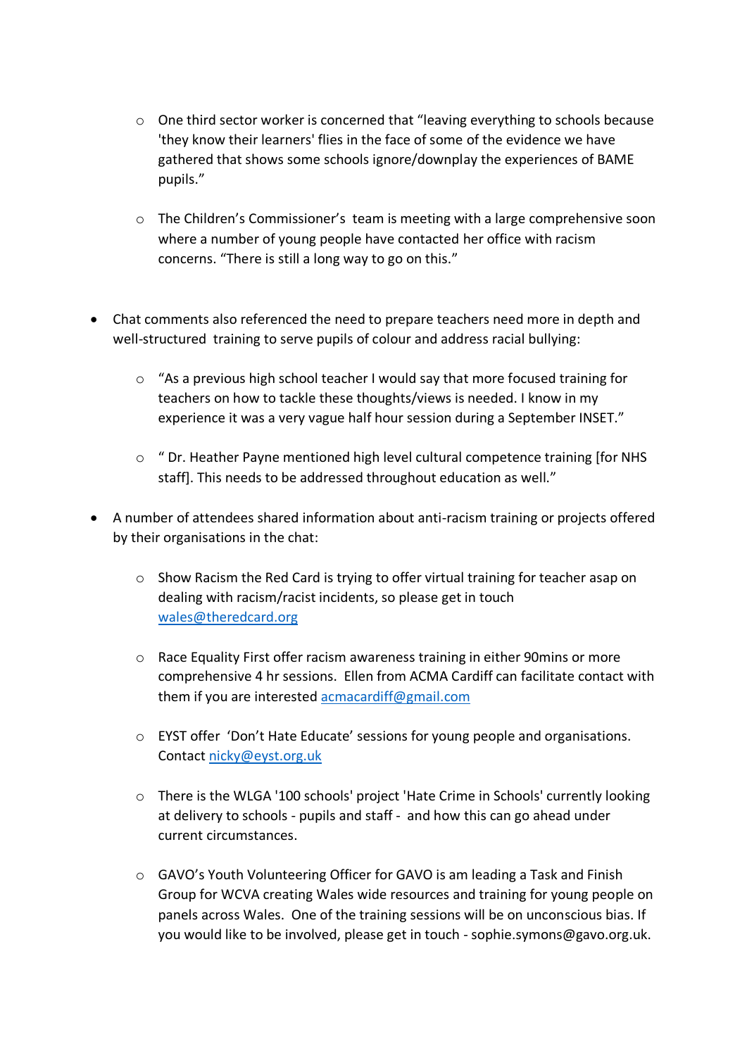- One third sector worker is concerned that "leaving everything to schools because 'they know their learners' flies in the face of some of the evidence we have gathered that shows some schools ignore/downplay the experiences of BAME pupils."

- The Children's Commissioner's team is meeting with a large comprehensive soon where a number of young people have contacted her office with racism concerns. "There is still a long way to go on this."

- Chat comments also referenced the need to prepare teachers need more in depth and well-structured training to serve pupils of colour and address racial bullying:

  - "As a previous high school teacher I would say that more focused training for teachers on how to tackle these thoughts/views is needed. I know in my experience it was a very vague half hour session during a September INSET."

  - " Dr. Heather Payne mentioned high level cultural competence training [for NHS staff]. This needs to be addressed throughout education as well."

- A number of attendees shared information about anti-racism training or projects offered by their organisations in the chat:

  - Show Racism the Red Card is trying to offer virtual training for teacher asap on dealing with racism/racist incidents, so please get in touch wales@theredcard.org

  - Race Equality First offer racism awareness training in either 90mins or more comprehensive 4 hr sessions. Ellen from ACMA Cardiff can facilitate contact with them if you are interested acmacardiff@gmail.com

  - EYST offer 'Don't Hate Educate' sessions for young people and organisations. Contact nicky@eyst.org.uk

  - There is the WLGA '100 schools' project 'Hate Crime in Schools' currently looking at delivery to schools - pupils and staff - and how this can go ahead under current circumstances.

  - GAVO's Youth Volunteering Officer for GAVO is am leading a Task and Finish Group for WCVA creating Wales wide resources and training for young people on panels across Wales. One of the training sessions will be on unconscious bias. If you would like to be involved, please get in touch - sophie.symons@gavo.org.uk.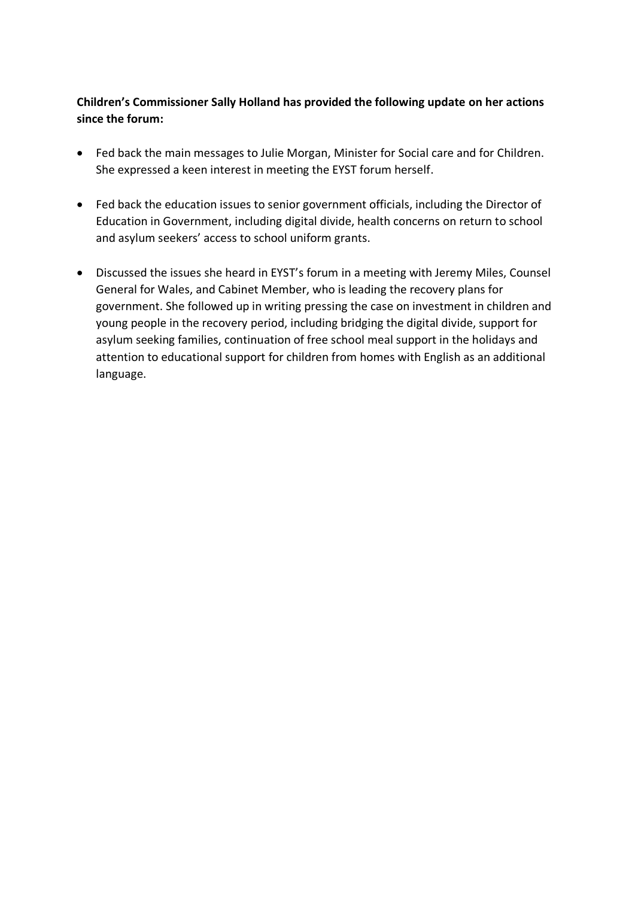**Children's Commissioner Sally Holland has provided the following update on her actions since the forum:**

- Fed back the main messages to Julie Morgan, Minister for Social care and for Children. She expressed a keen interest in meeting the EYST forum herself.
- Fed back the education issues to senior government officials, including the Director of Education in Government, including digital divide, health concerns on return to school and asylum seekers' access to school uniform grants.
- Discussed the issues she heard in EYST's forum in a meeting with Jeremy Miles, Counsel General for Wales, and Cabinet Member, who is leading the recovery plans for government. She followed up in writing pressing the case on investment in children and young people in the recovery period, including bridging the digital divide, support for asylum seeking families, continuation of free school meal support in the holidays and attention to educational support for children from homes with English as an additional language.